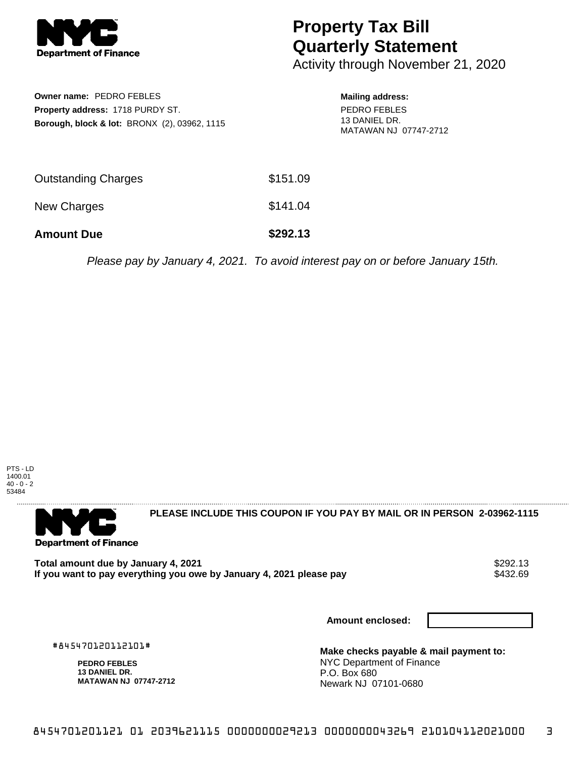# Property Tax Bill Quarterly Statement

Activity through November 21, 2020

**Owner name:** PEDRO FEBLES
**Property address:** 1718 PURDY ST.
**Borough, block & lot:** BRONX (2), 03962, 1115

**Mailing address:**
PEDRO FEBLES
13 DANIEL DR.
MATAWAN NJ 07747-2712

| | |
|---|---|
| Outstanding Charges | $151.09 |
| New Charges | $141.04 |
| **Amount Due** | **$292.13** |

*Please pay by January 4, 2021. To avoid interest pay on or before January 15th.*

PTS - LD
1400.01
40 - 0 - 2
53484

**PLEASE INCLUDE THIS COUPON IF YOU PAY BY MAIL OR IN PERSON 2-03962-1115**

| | |
|---|---|
| **Total amount due by January 4, 2021** | $292.13 |
| **If you want to pay everything you owe by January 4, 2021 please pay** | $432.69 |

**Amount enclosed:**

#845470120112101#

**PEDRO FEBLES**
**13 DANIEL DR.**
**MATAWAN NJ 07747-2712**

**Make checks payable & mail payment to:**
NYC Department of Finance
P.O. Box 680
Newark NJ 07101-0680

845470120112101 01 2039621115 0000000029213 0000000043269 210104112021000 3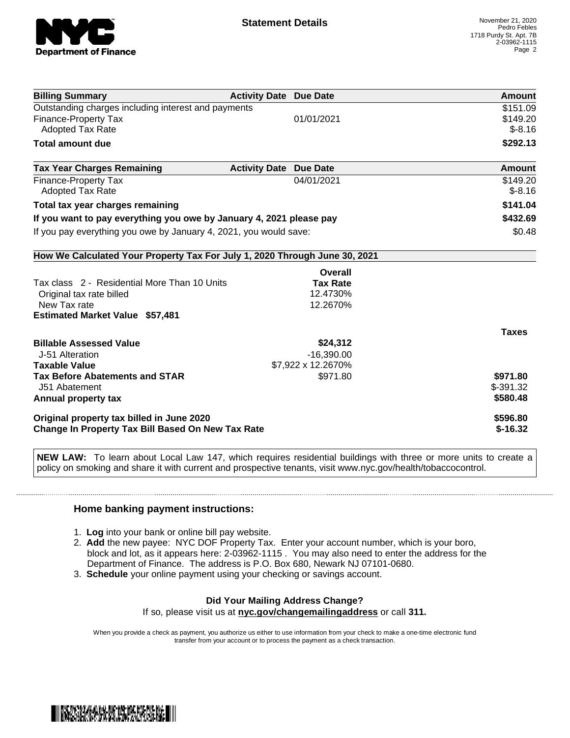**Statement Details**

November 21, 2020
Pedro Febles
1718 Purdy St. Apt. 7B
2-03962-1115

| Billing Summary | Activity Date | Due Date | Amount |
|---|---|---|---|
| Outstanding charges including interest and payments | | | $151.09 |
| Finance-Property Tax | | 01/01/2021 | $149.20 |
| Adopted Tax Rate | | | $-8.16 |
| **Total amount due** | | | **$292.13** |

| Tax Year Charges Remaining | Activity Date | Due Date | Amount |
|---|---|---|---|
| Finance-Property Tax | | 04/01/2021 | $149.20 |
| Adopted Tax Rate | | | $-8.16 |
| **Total tax year charges remaining** | | | **$141.04** |
| **If you want to pay everything you owe by January 4, 2021 please pay** | | | **$432.69** |
| If you pay everything you owe by January 4, 2021, you would save: | | | $0.48 |

**How We Calculated Your Property Tax For July 1, 2020 Through June 30, 2021**

| | Overall Tax Rate | |
|---|---|---|
| Tax class 2 - Residential More Than 10 Units | | |
| Original tax rate billed | 12.4730% | |
| New Tax rate | 12.2670% | |
| **Estimated Market Value $57,481** | | |
| | | **Taxes** |
| **Billable Assessed Value** | **$24,312** | |
| J-51 Alteration | -16,390.00 | |
| **Taxable Value** | $7,922 x 12.2670% | |
| **Tax Before Abatements and STAR** | $971.80 | **$971.80** |
| J51 Abatement | | $-391.32 |
| **Annual property tax** | | **$580.48** |
| **Original property tax billed in June 2020** | | **$596.80** |
| **Change In Property Tax Bill Based On New Tax Rate** | | **$-16.32** |

**NEW LAW:** To learn about Local Law 147, which requires residential buildings with three or more units to create a policy on smoking and share it with current and prospective tenants, visit www.nyc.gov/health/tobaccocontrol.

### Home banking payment instructions:

1. **Log** into your bank or online bill pay website.
2. **Add** the new payee: NYC DOF Property Tax. Enter your account number, which is your boro, block and lot, as it appears here: 2-03962-1115 . You may also need to enter the address for the Department of Finance. The address is P.O. Box 680, Newark NJ 07101-0680.
3. **Schedule** your online payment using your checking or savings account.

**Did Your Mailing Address Change?**

If so, please visit us at **nyc.gov/changemailingaddress** or call **311.**

When you provide a check as payment, you authorize us either to use information from your check to make a one-time electronic fund transfer from your account or to process the payment as a check transaction.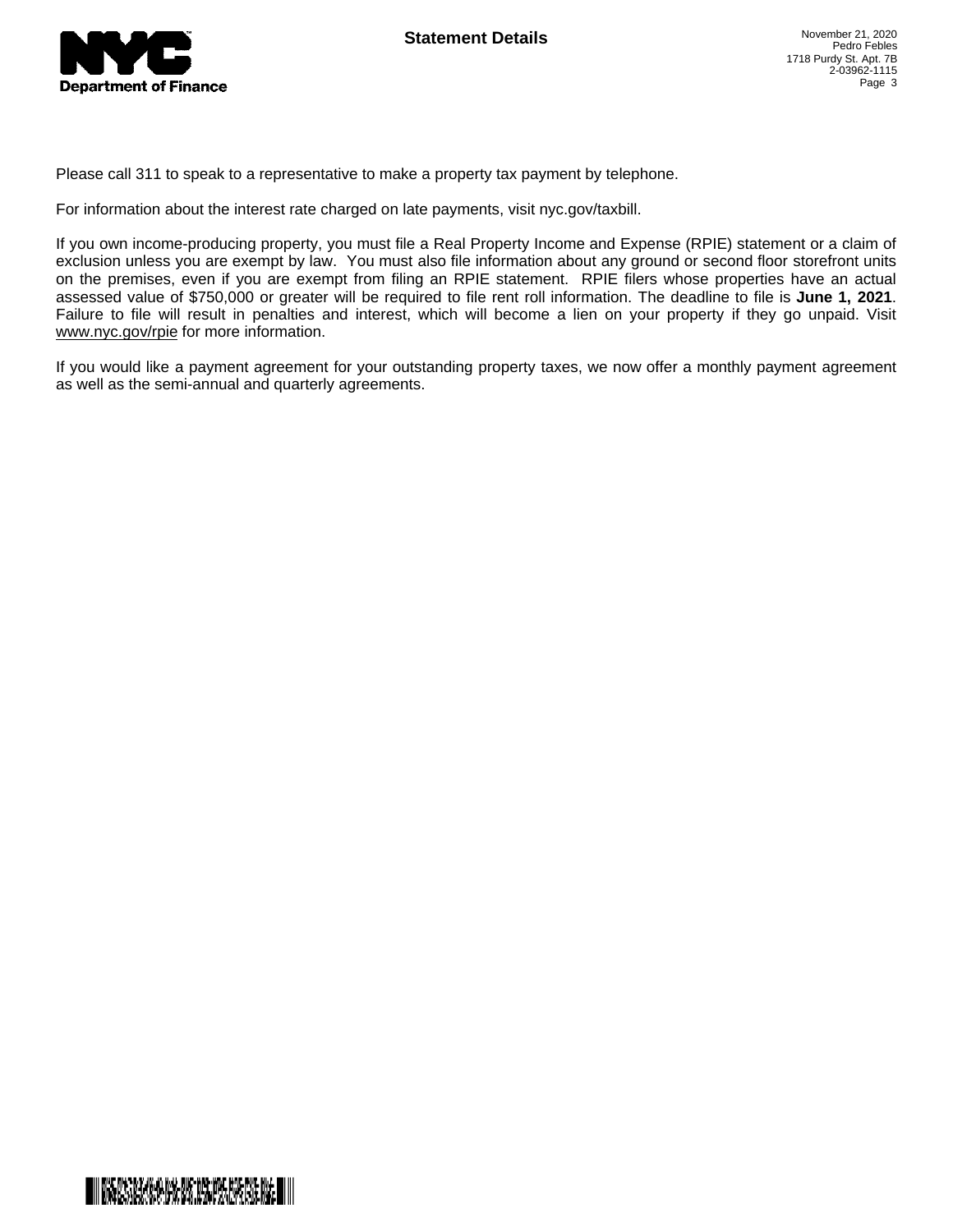Please call 311 to speak to a representative to make a property tax payment by telephone.

For information about the interest rate charged on late payments, visit nyc.gov/taxbill.

If you own income-producing property, you must file a Real Property Income and Expense (RPIE) statement or a claim of exclusion unless you are exempt by law. You must also file information about any ground or second floor storefront units on the premises, even if you are exempt from filing an RPIE statement. RPIE filers whose properties have an actual assessed value of $750,000 or greater will be required to file rent roll information. The deadline to file is **June 1, 2021**. Failure to file will result in penalties and interest, which will become a lien on your property if they go unpaid. Visit www.nyc.gov/rpie for more information.

If you would like a payment agreement for your outstanding property taxes, we now offer a monthly payment agreement as well as the semi-annual and quarterly agreements.